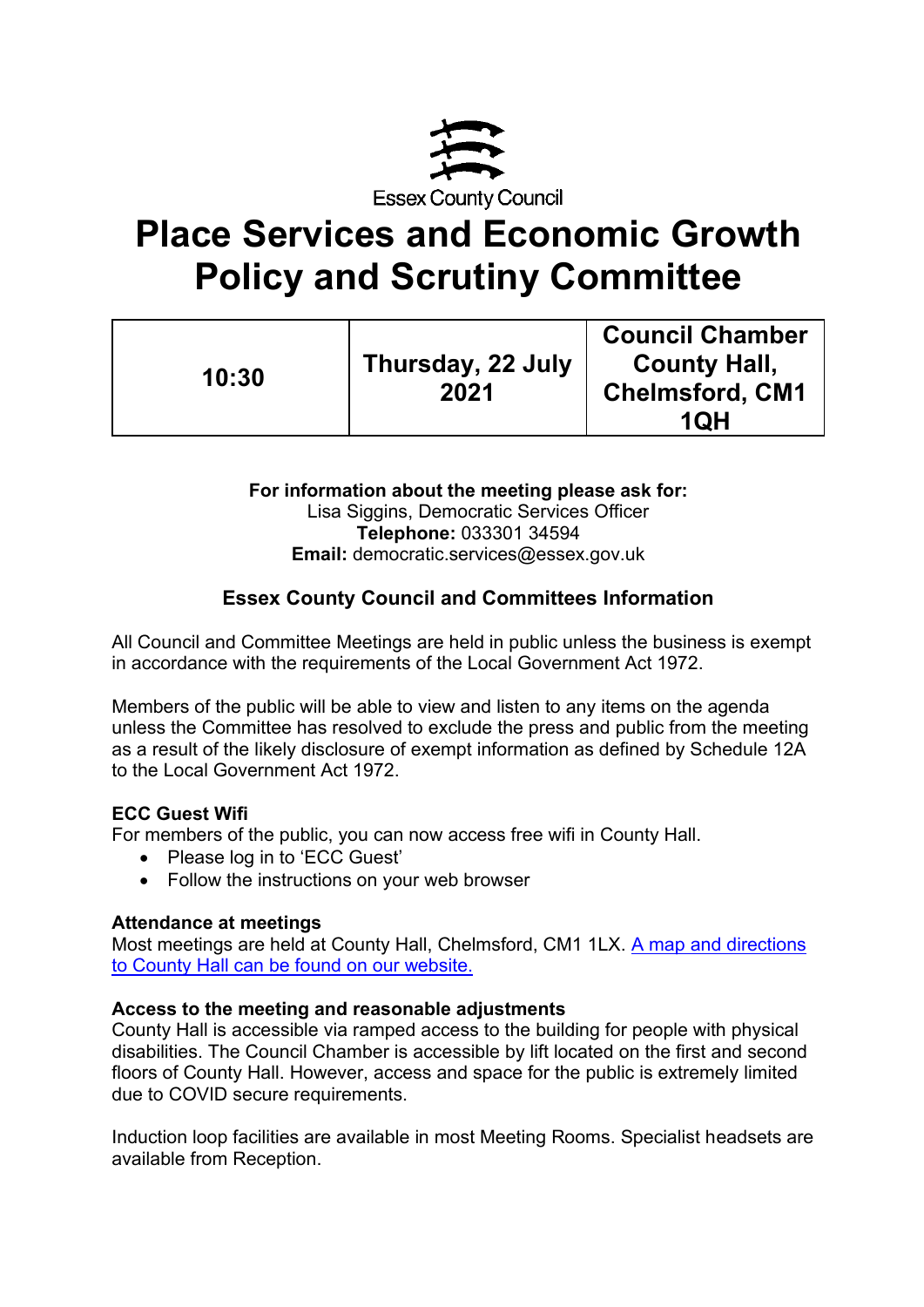Essex County Council

# Place Services and Economic Growth Policy and Scrutiny Committee

| 10:30 | Thursday, 22 July 2021 | Council Chamber County Hall, Chelmsford, CM1 1QH |
|---|---|---|

**For information about the meeting please ask for:**
Lisa Siggins, Democratic Services Officer
**Telephone:** 033301 34594
**Email:** democratic.services@essex.gov.uk

## Essex County Council and Committees Information

All Council and Committee Meetings are held in public unless the business is exempt in accordance with the requirements of the Local Government Act 1972.

Members of the public will be able to view and listen to any items on the agenda unless the Committee has resolved to exclude the press and public from the meeting as a result of the likely disclosure of exempt information as defined by Schedule 12A to the Local Government Act 1972.

**ECC Guest Wifi**

For members of the public, you can now access free wifi in County Hall.

- Please log in to 'ECC Guest'
- Follow the instructions on your web browser

**Attendance at meetings**

Most meetings are held at County Hall, Chelmsford, CM1 1LX. [A map and directions to County Hall can be found on our website.]

**Access to the meeting and reasonable adjustments**

County Hall is accessible via ramped access to the building for people with physical disabilities. The Council Chamber is accessible by lift located on the first and second floors of County Hall. However, access and space for the public is extremely limited due to COVID secure requirements.

Induction loop facilities are available in most Meeting Rooms. Specialist headsets are available from Reception.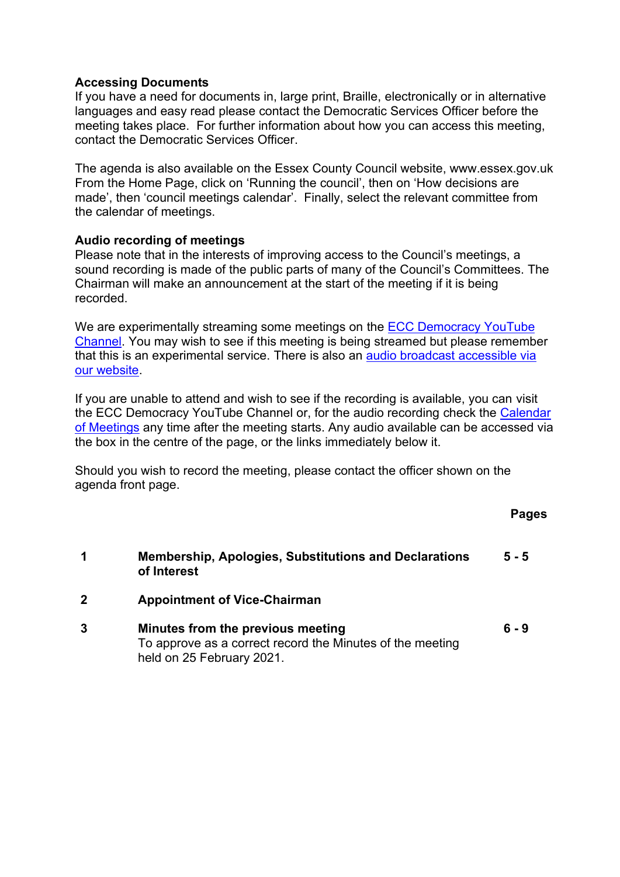**Accessing Documents**
If you have a need for documents in, large print, Braille, electronically or in alternative languages and easy read please contact the Democratic Services Officer before the meeting takes place. For further information about how you can access this meeting, contact the Democratic Services Officer.

The agenda is also available on the Essex County Council website, www.essex.gov.uk From the Home Page, click on 'Running the council', then on 'How decisions are made', then 'council meetings calendar'. Finally, select the relevant committee from the calendar of meetings.

**Audio recording of meetings**
Please note that in the interests of improving access to the Council's meetings, a sound recording is made of the public parts of many of the Council's Committees. The Chairman will make an announcement at the start of the meeting if it is being recorded.

We are experimentally streaming some meetings on the ECC Democracy YouTube Channel. You may wish to see if this meeting is being streamed but please remember that this is an experimental service. There is also an audio broadcast accessible via our website.

If you are unable to attend and wish to see if the recording is available, you can visit the ECC Democracy YouTube Channel or, for the audio recording check the Calendar of Meetings any time after the meeting starts. Any audio available can be accessed via the box in the centre of the page, or the links immediately below it.

Should you wish to record the meeting, please contact the officer shown on the agenda front page.

| | | Pages |
|---|---|---|
| **1** | **Membership, Apologies, Substitutions and Declarations of Interest** | **5 - 5** |
| **2** | **Appointment of Vice-Chairman** | |
| **3** | **Minutes from the previous meeting**<br>To approve as a correct record the Minutes of the meeting held on 25 February 2021. | **6 - 9** |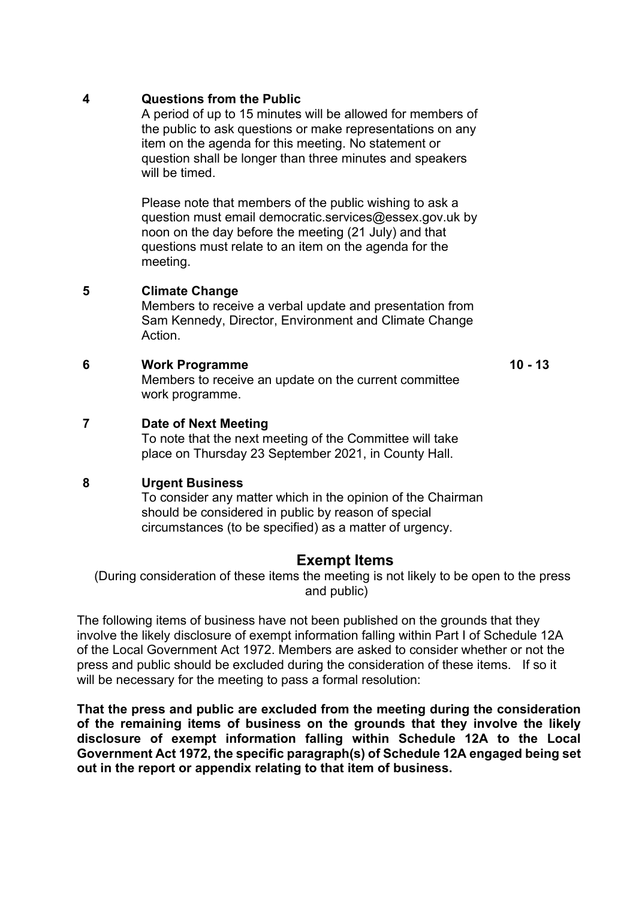**4** **Questions from the Public**

A period of up to 15 minutes will be allowed for members of the public to ask questions or make representations on any item on the agenda for this meeting. No statement or question shall be longer than three minutes and speakers will be timed.

Please note that members of the public wishing to ask a question must email democratic.services@essex.gov.uk by noon on the day before the meeting (21 July) and that questions must relate to an item on the agenda for the meeting.

**5** **Climate Change**

Members to receive a verbal update and presentation from Sam Kennedy, Director, Environment and Climate Change Action.

**6** **Work Programme** — **10 - 13**

Members to receive an update on the current committee work programme.

**7** **Date of Next Meeting**

To note that the next meeting of the Committee will take place on Thursday 23 September 2021, in County Hall.

**8** **Urgent Business**

To consider any matter which in the opinion of the Chairman should be considered in public by reason of special circumstances (to be specified) as a matter of urgency.

## Exempt Items

(During consideration of these items the meeting is not likely to be open to the press and public)

The following items of business have not been published on the grounds that they involve the likely disclosure of exempt information falling within Part I of Schedule 12A of the Local Government Act 1972. Members are asked to consider whether or not the press and public should be excluded during the consideration of these items. If so it will be necessary for the meeting to pass a formal resolution:

**That the press and public are excluded from the meeting during the consideration of the remaining items of business on the grounds that they involve the likely disclosure of exempt information falling within Schedule 12A to the Local Government Act 1972, the specific paragraph(s) of Schedule 12A engaged being set out in the report or appendix relating to that item of business.**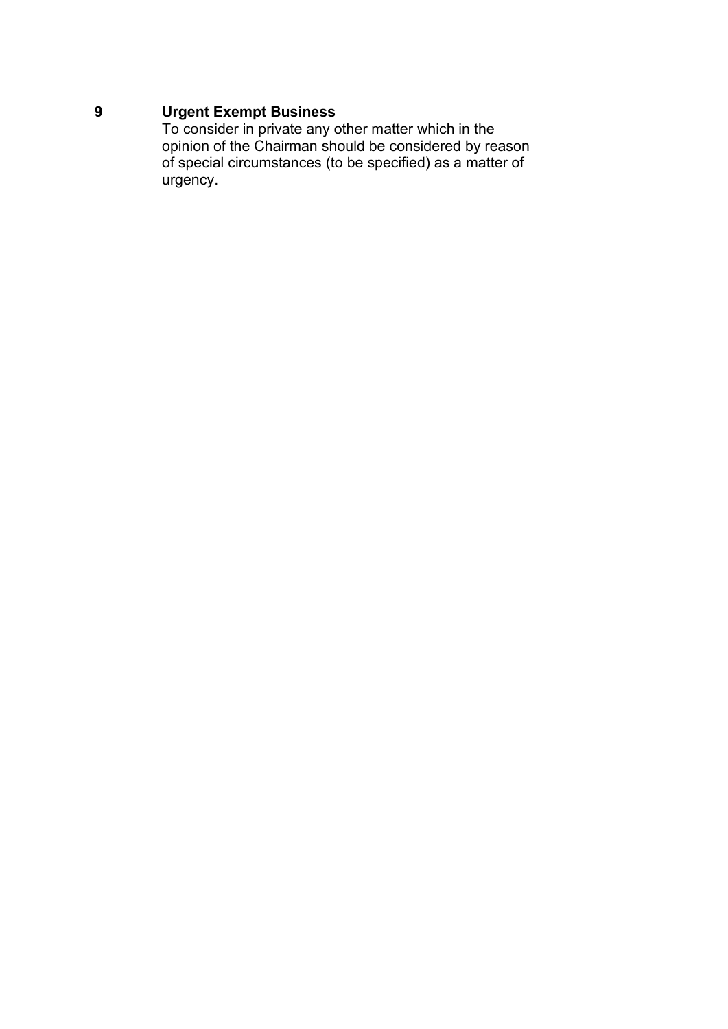**9 Urgent Exempt Business**

To consider in private any other matter which in the opinion of the Chairman should be considered by reason of special circumstances (to be specified) as a matter of urgency.